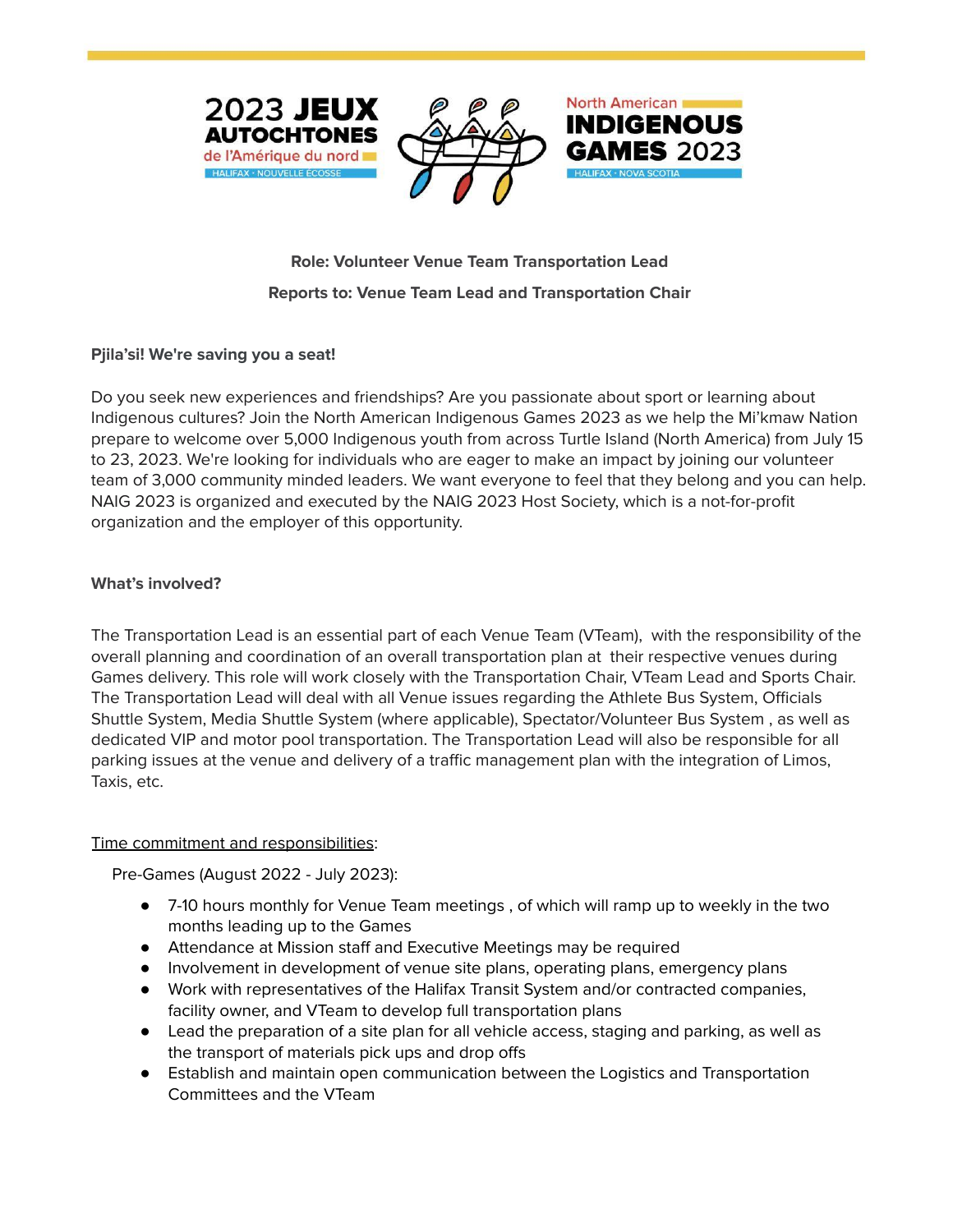2023 JEUX AUTOCHTONES de l'Amérique du nord — HALIFAX · NOUVELLE ÉCOSSE

North American INDIGENOUS GAMES 2023 — HALIFAX · NOVA SCOTIA

**Role: Volunteer Venue Team Transportation Lead**

**Reports to: Venue Team Lead and Transportation Chair**

**Pjila'si! We're saving you a seat!**

Do you seek new experiences and friendships? Are you passionate about sport or learning about Indigenous cultures? Join the North American Indigenous Games 2023 as we help the Mi'kmaw Nation prepare to welcome over 5,000 Indigenous youth from across Turtle Island (North America) from July 15 to 23, 2023. We're looking for individuals who are eager to make an impact by joining our volunteer team of 3,000 community minded leaders. We want everyone to feel that they belong and you can help. NAIG 2023 is organized and executed by the NAIG 2023 Host Society, which is a not-for-profit organization and the employer of this opportunity.

**What's involved?**

The Transportation Lead is an essential part of each Venue Team (VTeam), with the responsibility of the overall planning and coordination of an overall transportation plan at their respective venues during Games delivery. This role will work closely with the Transportation Chair, VTeam Lead and Sports Chair. The Transportation Lead will deal with all Venue issues regarding the Athlete Bus System, Officials Shuttle System, Media Shuttle System (where applicable), Spectator/Volunteer Bus System , as well as dedicated VIP and motor pool transportation. The Transportation Lead will also be responsible for all parking issues at the venue and delivery of a traffic management plan with the integration of Limos, Taxis, etc.

Time commitment and responsibilities:

Pre-Games (August 2022 - July 2023):

- 7-10 hours monthly for Venue Team meetings , of which will ramp up to weekly in the two months leading up to the Games
- Attendance at Mission staff and Executive Meetings may be required
- Involvement in development of venue site plans, operating plans, emergency plans
- Work with representatives of the Halifax Transit System and/or contracted companies, facility owner, and VTeam to develop full transportation plans
- Lead the preparation of a site plan for all vehicle access, staging and parking, as well as the transport of materials pick ups and drop offs
- Establish and maintain open communication between the Logistics and Transportation Committees and the VTeam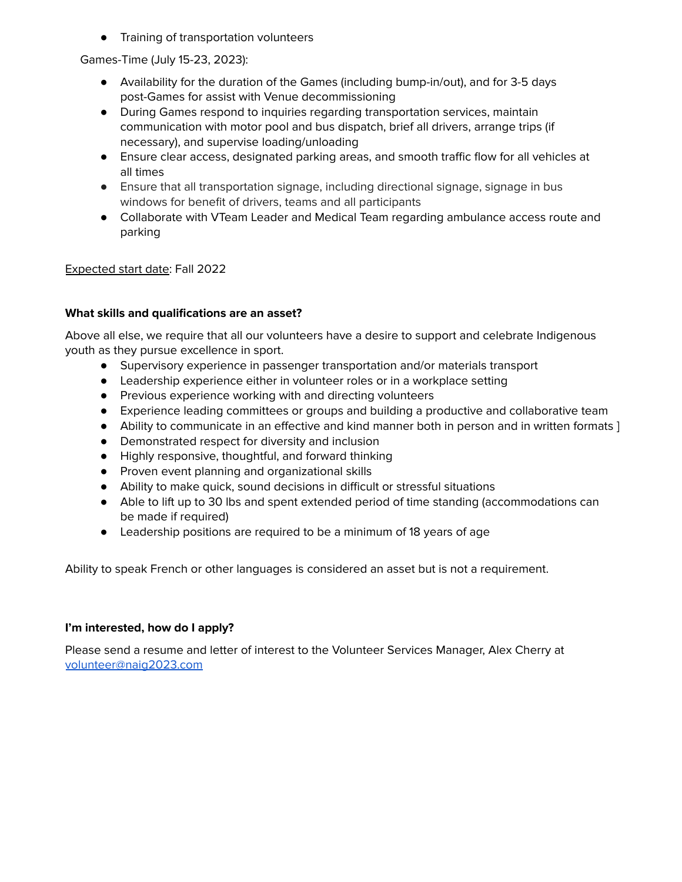- Training of transportation volunteers

Games-Time (July 15-23, 2023):

- Availability for the duration of the Games (including bump-in/out), and for 3-5 days post-Games for assist with Venue decommissioning
- During Games respond to inquiries regarding transportation services, maintain communication with motor pool and bus dispatch, brief all drivers, arrange trips (if necessary), and supervise loading/unloading
- Ensure clear access, designated parking areas, and smooth traffic flow for all vehicles at all times
- Ensure that all transportation signage, including directional signage, signage in bus windows for benefit of drivers, teams and all participants
- Collaborate with VTeam Leader and Medical Team regarding ambulance access route and parking

Expected start date: Fall 2022

**What skills and qualifications are an asset?**

Above all else, we require that all our volunteers have a desire to support and celebrate Indigenous youth as they pursue excellence in sport.

- Supervisory experience in passenger transportation and/or materials transport
- Leadership experience either in volunteer roles or in a workplace setting
- Previous experience working with and directing volunteers
- Experience leading committees or groups and building a productive and collaborative team
- Ability to communicate in an effective and kind manner both in person and in written formats ]
- Demonstrated respect for diversity and inclusion
- Highly responsive, thoughtful, and forward thinking
- Proven event planning and organizational skills
- Ability to make quick, sound decisions in difficult or stressful situations
- Able to lift up to 30 lbs and spent extended period of time standing (accommodations can be made if required)
- Leadership positions are required to be a minimum of 18 years of age

Ability to speak French or other languages is considered an asset but is not a requirement.

**I'm interested, how do I apply?**

Please send a resume and letter of interest to the Volunteer Services Manager, Alex Cherry at volunteer@naig2023.com